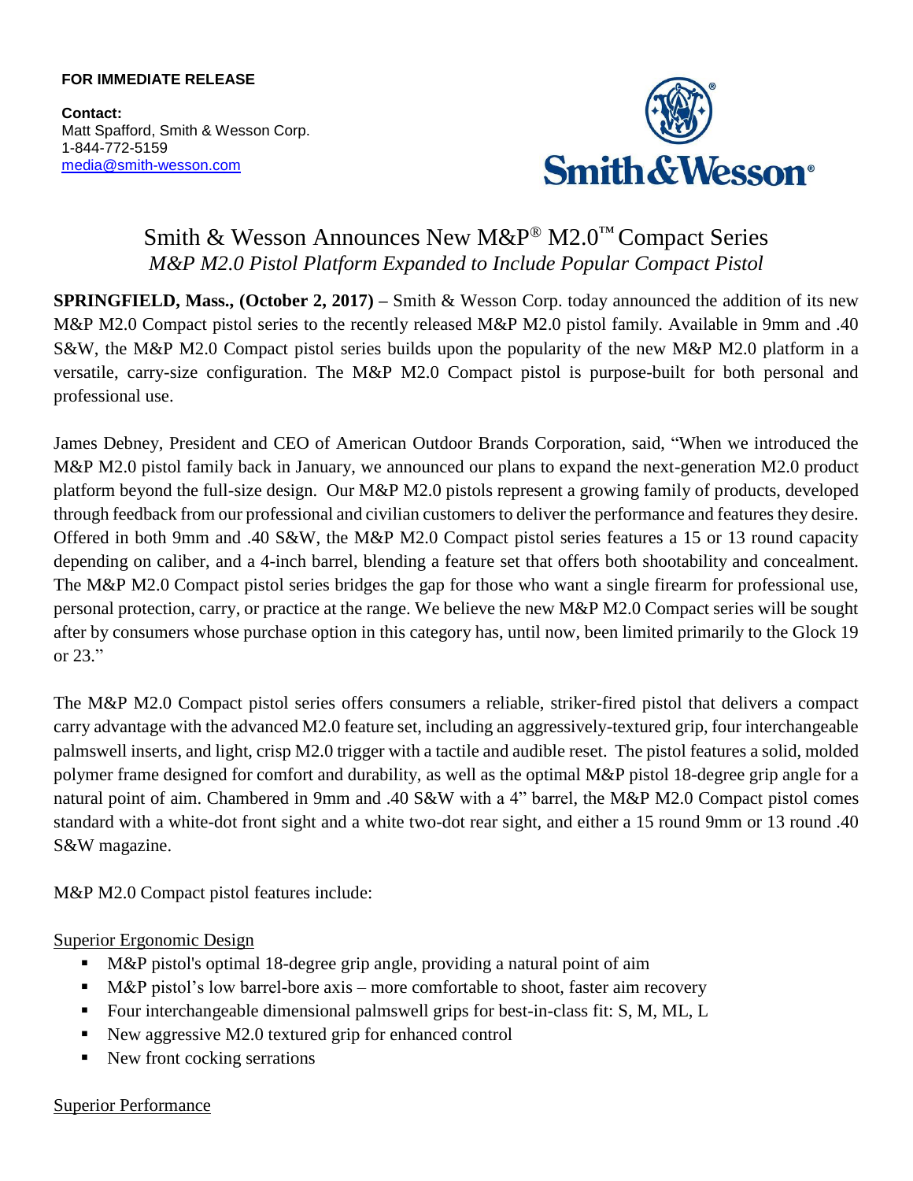**FOR IMMEDIATE RELEASE**

**Contact:**
Matt Spafford, Smith & Wesson Corp.
1-844-772-5159
media@smith-wesson.com

# Smith & Wesson Announces New M&P® M2.0™ Compact Series

*M&P M2.0 Pistol Platform Expanded to Include Popular Compact Pistol*

**SPRINGFIELD, Mass., (October 2, 2017) –** Smith & Wesson Corp. today announced the addition of its new M&P M2.0 Compact pistol series to the recently released M&P M2.0 pistol family. Available in 9mm and .40 S&W, the M&P M2.0 Compact pistol series builds upon the popularity of the new M&P M2.0 platform in a versatile, carry-size configuration. The M&P M2.0 Compact pistol is purpose-built for both personal and professional use.

James Debney, President and CEO of American Outdoor Brands Corporation, said, "When we introduced the M&P M2.0 pistol family back in January, we announced our plans to expand the next-generation M2.0 product platform beyond the full-size design. Our M&P M2.0 pistols represent a growing family of products, developed through feedback from our professional and civilian customers to deliver the performance and features they desire. Offered in both 9mm and .40 S&W, the M&P M2.0 Compact pistol series features a 15 or 13 round capacity depending on caliber, and a 4-inch barrel, blending a feature set that offers both shootability and concealment. The M&P M2.0 Compact pistol series bridges the gap for those who want a single firearm for professional use, personal protection, carry, or practice at the range. We believe the new M&P M2.0 Compact series will be sought after by consumers whose purchase option in this category has, until now, been limited primarily to the Glock 19 or 23."

The M&P M2.0 Compact pistol series offers consumers a reliable, striker-fired pistol that delivers a compact carry advantage with the advanced M2.0 feature set, including an aggressively-textured grip, four interchangeable palmswell inserts, and light, crisp M2.0 trigger with a tactile and audible reset. The pistol features a solid, molded polymer frame designed for comfort and durability, as well as the optimal M&P pistol 18-degree grip angle for a natural point of aim. Chambered in 9mm and .40 S&W with a 4" barrel, the M&P M2.0 Compact pistol comes standard with a white-dot front sight and a white two-dot rear sight, and either a 15 round 9mm or 13 round .40 S&W magazine.

M&P M2.0 Compact pistol features include:

Superior Ergonomic Design

- M&P pistol's optimal 18-degree grip angle, providing a natural point of aim
- M&P pistol's low barrel-bore axis – more comfortable to shoot, faster aim recovery
- Four interchangeable dimensional palmswell grips for best-in-class fit: S, M, ML, L
- New aggressive M2.0 textured grip for enhanced control
- New front cocking serrations

Superior Performance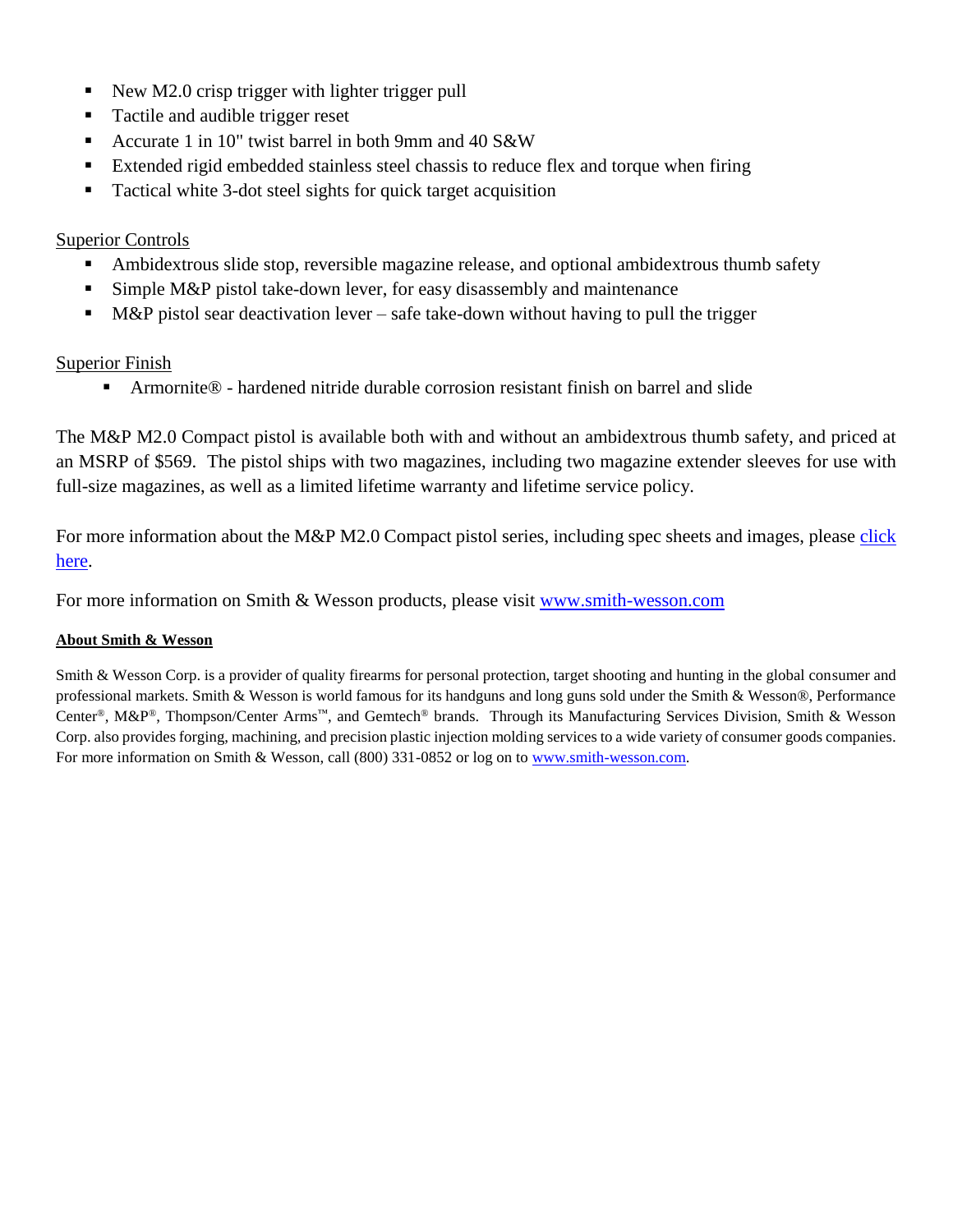- New M2.0 crisp trigger with lighter trigger pull
- Tactile and audible trigger reset
- Accurate 1 in 10" twist barrel in both 9mm and 40 S&W
- Extended rigid embedded stainless steel chassis to reduce flex and torque when firing
- Tactical white 3-dot steel sights for quick target acquisition

Superior Controls

- Ambidextrous slide stop, reversible magazine release, and optional ambidextrous thumb safety
- Simple M&P pistol take-down lever, for easy disassembly and maintenance
- M&P pistol sear deactivation lever – safe take-down without having to pull the trigger

Superior Finish

- Armornite® - hardened nitride durable corrosion resistant finish on barrel and slide

The M&P M2.0 Compact pistol is available both with and without an ambidextrous thumb safety, and priced at an MSRP of $569. The pistol ships with two magazines, including two magazine extender sleeves for use with full-size magazines, as well as a limited lifetime warranty and lifetime service policy.

For more information about the M&P M2.0 Compact pistol series, including spec sheets and images, please click here.

For more information on Smith & Wesson products, please visit www.smith-wesson.com

**About Smith & Wesson**

Smith & Wesson Corp. is a provider of quality firearms for personal protection, target shooting and hunting in the global consumer and professional markets. Smith & Wesson is world famous for its handguns and long guns sold under the Smith & Wesson®, Performance Center®, M&P®, Thompson/Center Arms™, and Gemtech® brands. Through its Manufacturing Services Division, Smith & Wesson Corp. also provides forging, machining, and precision plastic injection molding services to a wide variety of consumer goods companies. For more information on Smith & Wesson, call (800) 331-0852 or log on to www.smith-wesson.com.